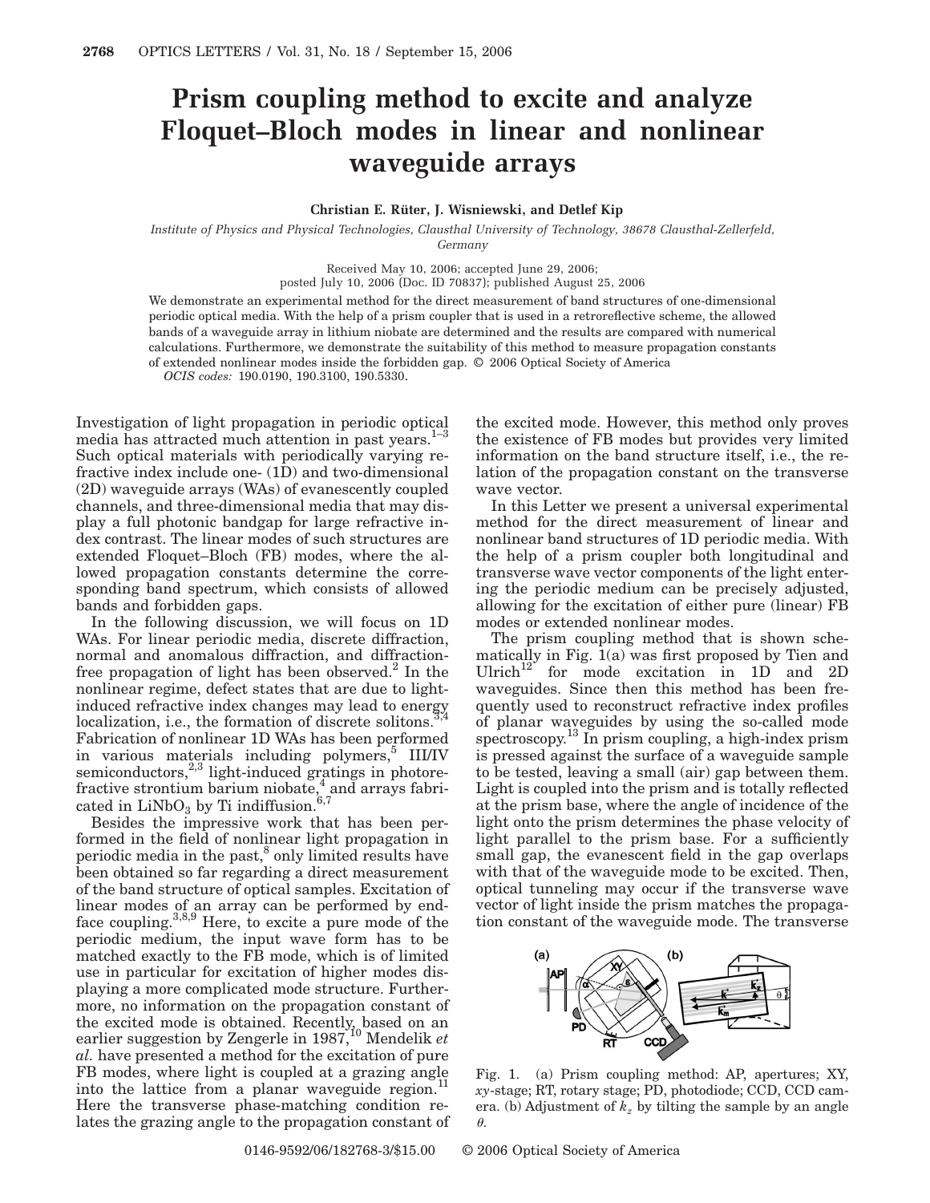# Prism coupling method to excite and analyze Floquet–Bloch modes in linear and nonlinear waveguide arrays

**Christian E. Rüter, J. Wisniewski, and Detlef Kip**

*Institute of Physics and Physical Technologies, Clausthal University of Technology, 38678 Clausthal-Zellerfeld, Germany*

Received May 10, 2006; accepted June 29, 2006;
posted July 10, 2006 (Doc. ID 70837); published August 25, 2006

We demonstrate an experimental method for the direct measurement of band structures of one-dimensional periodic optical media. With the help of a prism coupler that is used in a retroreflective scheme, the allowed bands of a waveguide array in lithium niobate are determined and the results are compared with numerical calculations. Furthermore, we demonstrate the suitability of this method to measure propagation constants of extended nonlinear modes inside the forbidden gap. © 2006 Optical Society of America

*OCIS codes:* 190.0190, 190.3100, 190.5330.

Investigation of light propagation in periodic optical media has attracted much attention in past years.[1–3] Such optical materials with periodically varying refractive index include one- (1D) and two-dimensional (2D) waveguide arrays (WAs) of evanescently coupled channels, and three-dimensional media that may display a full photonic bandgap for large refractive index contrast. The linear modes of such structures are extended Floquet–Bloch (FB) modes, where the allowed propagation constants determine the corresponding band spectrum, which consists of allowed bands and forbidden gaps.

In the following discussion, we will focus on 1D WAs. For linear periodic media, discrete diffraction, normal and anomalous diffraction, and diffraction-free propagation of light has been observed.[2] In the nonlinear regime, defect states that are due to light-induced refractive index changes may lead to energy localization, i.e., the formation of discrete solitons.[3,4] Fabrication of nonlinear 1D WAs has been performed in various materials including polymers,[5] III/IV semiconductors,[2,3] light-induced gratings in photorefractive strontium barium niobate,[4] and arrays fabricated in $LiNbO_3$ by Ti indiffusion.[6,7]

Besides the impressive work that has been performed in the field of nonlinear light propagation in periodic media in the past,[8] only limited results have been obtained so far regarding a direct measurement of the band structure of optical samples. Excitation of linear modes of an array can be performed by end-face coupling.[3,8,9] Here, to excite a pure mode of the periodic medium, the input wave form has to be matched exactly to the FB mode, which is of limited use in particular for excitation of higher modes displaying a more complicated mode structure. Furthermore, no information on the propagation constant of the excited mode is obtained. Recently, based on an earlier suggestion by Zengerle in 1987,[10] Mendelik *et al.* have presented a method for the excitation of pure FB modes, where light is coupled at a grazing angle into the lattice from a planar waveguide region.[11] Here the transverse phase-matching condition relates the grazing angle to the propagation constant of the excited mode. However, this method only proves the existence of FB modes but provides very limited information on the band structure itself, i.e., the relation of the propagation constant on the transverse wave vector.

In this Letter we present a universal experimental method for the direct measurement of linear and nonlinear band structures of 1D periodic media. With the help of a prism coupler both longitudinal and transverse wave vector components of the light entering the periodic medium can be precisely adjusted, allowing for the excitation of either pure (linear) FB modes or extended nonlinear modes.

The prism coupling method that is shown schematically in Fig. 1(a) was first proposed by Tien and Ulrich[12] for mode excitation in 1D and 2D waveguides. Since then this method has been frequently used to reconstruct refractive index profiles of planar waveguides by using the so-called mode spectroscopy.[13] In prism coupling, a high-index prism is pressed against the surface of a waveguide sample to be tested, leaving a small (air) gap between them. Light is coupled into the prism and is totally reflected at the prism base, where the angle of incidence of the light onto the prism determines the phase velocity of light parallel to the prism base. For a sufficiently small gap, the evanescent field in the gap overlaps with that of the waveguide mode to be excited. Then, optical tunneling may occur if the transverse wave vector of light inside the prism matches the propagation constant of the waveguide mode. The transverse

Fig. 1. (a) Prism coupling method: AP, apertures; XY, *xy*-stage; RT, rotary stage; PD, photodiode; CCD, CCD camera. (b) Adjustment of $k_z$ by tilting the sample by an angle $\theta$.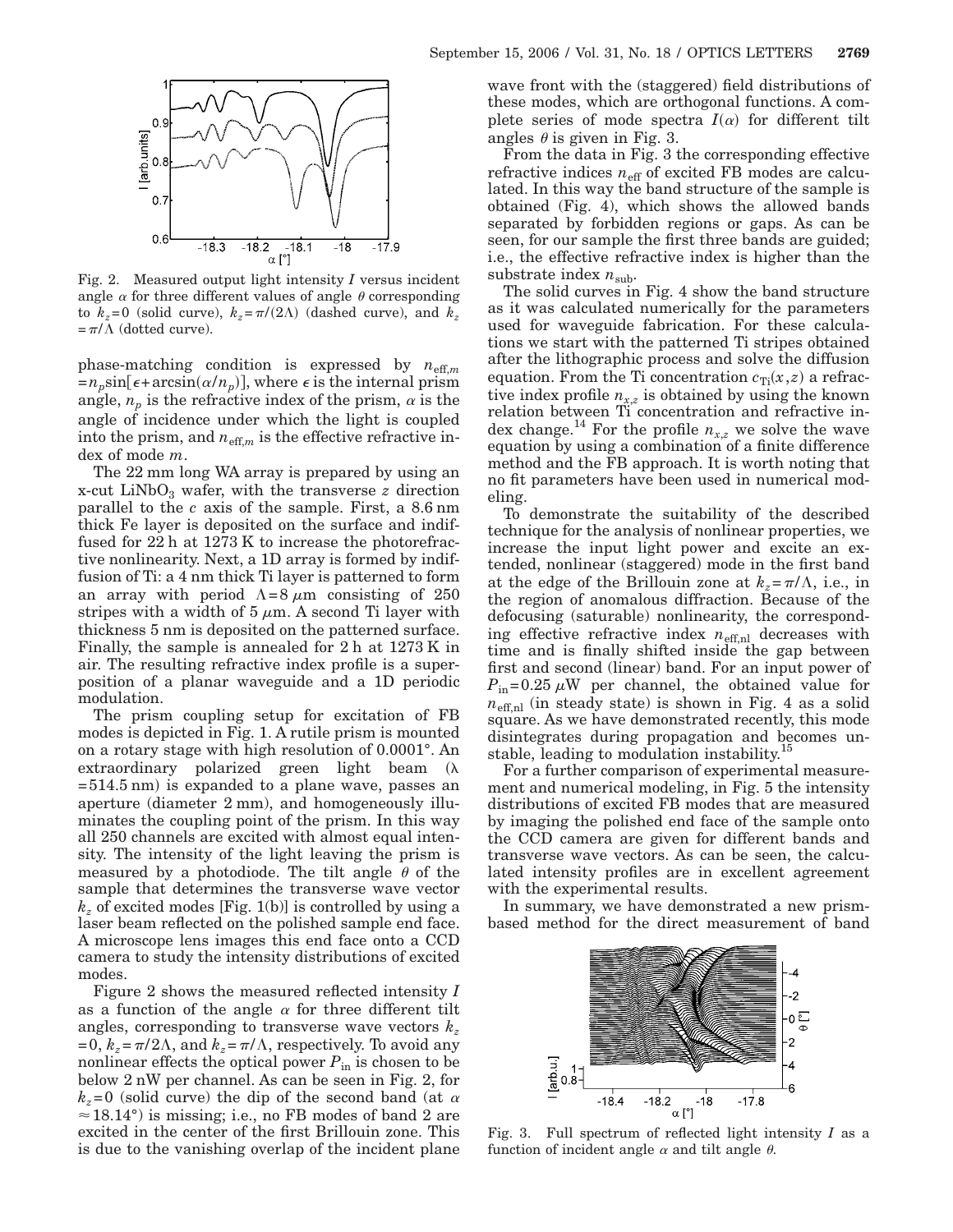Fig. 2. Measured output light intensity $I$ versus incident angle $\alpha$ for three different values of angle $\theta$ corresponding to $k_z=0$ (solid curve), $k_z=\pi/(2\Lambda)$ (dashed curve), and $k_z=\pi/\Lambda$ (dotted curve).

phase-matching condition is expressed by $n_{\mathrm{eff},m}=n_p\sin[\epsilon+\arcsin(\alpha/n_p)]$, where $\epsilon$ is the internal prism angle, $n_p$ is the refractive index of the prism, $\alpha$ is the angle of incidence under which the light is coupled into the prism, and $n_{\mathrm{eff},m}$ is the effective refractive index of mode $m$.

The 22 mm long WA array is prepared by using an x-cut $LiNbO_3$ wafer, with the transverse $z$ direction parallel to the $c$ axis of the sample. First, a 8.6 nm thick Fe layer is deposited on the surface and indiffused for 22 h at 1273 K to increase the photorefractive nonlinearity. Next, a 1D array is formed by indiffusion of Ti: a 4 nm thick Ti layer is patterned to form an array with period $\Lambda=8\ \mu$m consisting of 250 stripes with a width of 5 $\mu$m. A second Ti layer with thickness 5 nm is deposited on the patterned surface. Finally, the sample is annealed for 2 h at 1273 K in air. The resulting refractive index profile is a superposition of a planar waveguide and a 1D periodic modulation.

The prism coupling setup for excitation of FB modes is depicted in Fig. 1. A rutile prism is mounted on a rotary stage with high resolution of 0.0001°. An extraordinary polarized green light beam ($\lambda=514.5$ nm) is expanded to a plane wave, passes an aperture (diameter 2 mm), and homogeneously illuminates the coupling point of the prism. In this way all 250 channels are excited with almost equal intensity. The intensity of the light leaving the prism is measured by a photodiode. The tilt angle $\theta$ of the sample that determines the transverse wave vector $k_z$ of excited modes [Fig. 1(b)] is controlled by using a laser beam reflected on the polished sample end face. A microscope lens images this end face onto a CCD camera to study the intensity distributions of excited modes.

Figure 2 shows the measured reflected intensity $I$ as a function of the angle $\alpha$ for three different tilt angles, corresponding to transverse wave vectors $k_z=0$, $k_z=\pi/2\Lambda$, and $k_z=\pi/\Lambda$, respectively. To avoid any nonlinear effects the optical power $P_{\mathrm{in}}$ is chosen to be below 2 nW per channel. As can be seen in Fig. 2, for $k_z=0$ (solid curve) the dip of the second band (at $\alpha\approx 18.14°$) is missing; i.e., no FB modes of band 2 are excited in the center of the first Brillouin zone. This is due to the vanishing overlap of the incident plane wave front with the (staggered) field distributions of these modes, which are orthogonal functions. A complete series of mode spectra $I(\alpha)$ for different tilt angles $\theta$ is given in Fig. 3.

From the data in Fig. 3 the corresponding effective refractive indices $n_{\mathrm{eff}}$ of excited FB modes are calculated. In this way the band structure of the sample is obtained (Fig. 4), which shows the allowed bands separated by forbidden regions or gaps. As can be seen, for our sample the first three bands are guided; i.e., the effective refractive index is higher than the substrate index $n_{\mathrm{sub}}$.

The solid curves in Fig. 4 show the band structure as it was calculated numerically for the parameters used for waveguide fabrication. For these calculations we start with the patterned Ti stripes obtained after the lithographic process and solve the diffusion equation. From the Ti concentration $c_{\mathrm{Ti}}(x,z)$ a refractive index profile $n_{x,z}$ is obtained by using the known relation between Ti concentration and refractive index change.[14] For the profile $n_{x,z}$ we solve the wave equation by using a combination of a finite difference method and the FB approach. It is worth noting that no fit parameters have been used in numerical modeling.

To demonstrate the suitability of the described technique for the analysis of nonlinear properties, we increase the input light power and excite an extended, nonlinear (staggered) mode in the first band at the edge of the Brillouin zone at $k_z=\pi/\Lambda$, i.e., in the region of anomalous diffraction. Because of the defocusing (saturable) nonlinearity, the corresponding effective refractive index $n_{\mathrm{eff,nl}}$ decreases with time and is finally shifted inside the gap between first and second (linear) band. For an input power of $P_{\mathrm{in}}=0.25\ \mu$W per channel, the obtained value for $n_{\mathrm{eff,nl}}$ (in steady state) is shown in Fig. 4 as a solid square. As we have demonstrated recently, this mode disintegrates during propagation and becomes unstable, leading to modulation instability.[15]

For a further comparison of experimental measurement and numerical modeling, in Fig. 5 the intensity distributions of excited FB modes that are measured by imaging the polished end face of the sample onto the CCD camera are given for different bands and transverse wave vectors. As can be seen, the calculated intensity profiles are in excellent agreement with the experimental results.

In summary, we have demonstrated a new prism-based method for the direct measurement of band

Fig. 3. Full spectrum of reflected light intensity $I$ as a function of incident angle $\alpha$ and tilt angle $\theta$.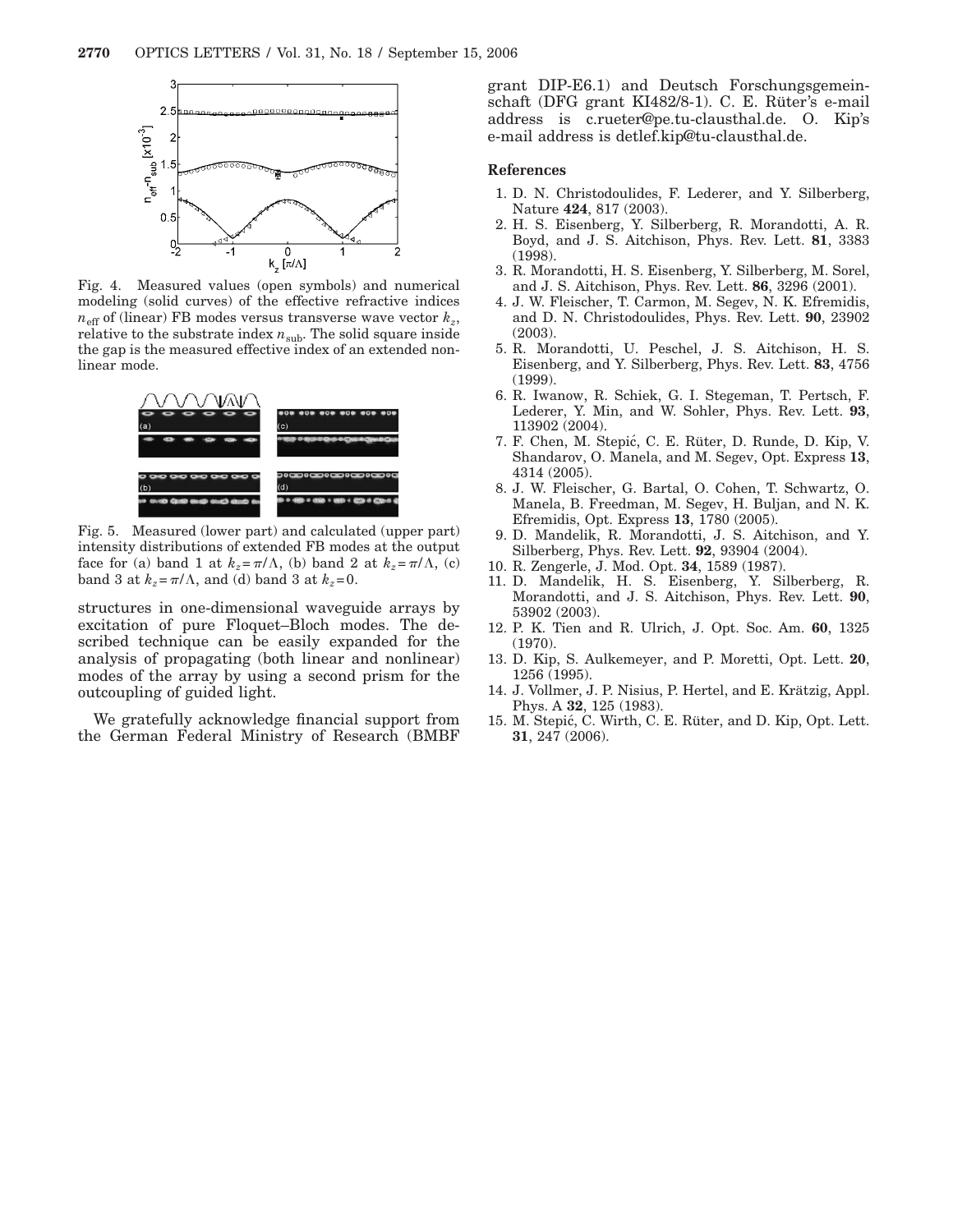3
2.5
2
1.5
1
0.5
0
-2 -1 0 1 2
$n_{eff}-n_{sub}$ [x10$^{-3}$]
$k_z$ [$\pi/\Lambda$]

Fig. 4. Measured values (open symbols) and numerical modeling (solid curves) of the effective refractive indices $n_{\text{eff}}$ of (linear) FB modes versus transverse wave vector $k_z$, relative to the substrate index $n_{\text{sub}}$. The solid square inside the gap is the measured effective index of an extended nonlinear mode.

(a)
(b)
(c)
(d)

Fig. 5. Measured (lower part) and calculated (upper part) intensity distributions of extended FB modes at the output face for (a) band 1 at $k_z=\pi/\Lambda$, (b) band 2 at $k_z=\pi/\Lambda$, (c) band 3 at $k_z=\pi/\Lambda$, and (d) band 3 at $k_z=0$.

structures in one-dimensional waveguide arrays by excitation of pure Floquet–Bloch modes. The described technique can be easily expanded for the analysis of propagating (both linear and nonlinear) modes of the array by using a second prism for the outcoupling of guided light.

We gratefully acknowledge financial support from the German Federal Ministry of Research (BMBF grant DIP-E6.1) and Deutsch Forschungsgemeinschaft (DFG grant KI482/8-1). C. E. Rüter's e-mail address is c.rueter@pe.tu-clausthal.de. O. Kip's e-mail address is detlef.kip@tu-clausthal.de.

## References

1. D. N. Christodoulides, F. Lederer, and Y. Silberberg, Nature **424**, 817 (2003).
2. H. S. Eisenberg, Y. Silberberg, R. Morandotti, A. R. Boyd, and J. S. Aitchison, Phys. Rev. Lett. **81**, 3383 (1998).
3. R. Morandotti, H. S. Eisenberg, Y. Silberberg, M. Sorel, and J. S. Aitchison, Phys. Rev. Lett. **86**, 3296 (2001).
4. J. W. Fleischer, T. Carmon, M. Segev, N. K. Efremidis, and D. N. Christodoulides, Phys. Rev. Lett. **90**, 23902 (2003).
5. R. Morandotti, U. Peschel, J. S. Aitchison, H. S. Eisenberg, and Y. Silberberg, Phys. Rev. Lett. **83**, 4756 (1999).
6. R. Iwanow, R. Schiek, G. I. Stegeman, T. Pertsch, F. Lederer, Y. Min, and W. Sohler, Phys. Rev. Lett. **93**, 113902 (2004).
7. F. Chen, M. Stepić, C. E. Rüter, D. Runde, D. Kip, V. Shandarov, O. Manela, and M. Segev, Opt. Express **13**, 4314 (2005).
8. J. W. Fleischer, G. Bartal, O. Cohen, T. Schwartz, O. Manela, B. Freedman, M. Segev, H. Buljan, and N. K. Efremidis, Opt. Express **13**, 1780 (2005).
9. D. Mandelik, R. Morandotti, J. S. Aitchison, and Y. Silberberg, Phys. Rev. Lett. **92**, 93904 (2004).
10. R. Zengerle, J. Mod. Opt. **34**, 1589 (1987).
11. D. Mandelik, H. S. Eisenberg, Y. Silberberg, R. Morandotti, and J. S. Aitchison, Phys. Rev. Lett. **90**, 53902 (2003).
12. P. K. Tien and R. Ulrich, J. Opt. Soc. Am. **60**, 1325 (1970).
13. D. Kip, S. Aulkemeyer, and P. Moretti, Opt. Lett. **20**, 1256 (1995).
14. J. Vollmer, J. P. Nisius, P. Hertel, and E. Krätzig, Appl. Phys. A **32**, 125 (1983).
15. M. Stepić, C. Wirth, C. E. Rüter, and D. Kip, Opt. Lett. **31**, 247 (2006).